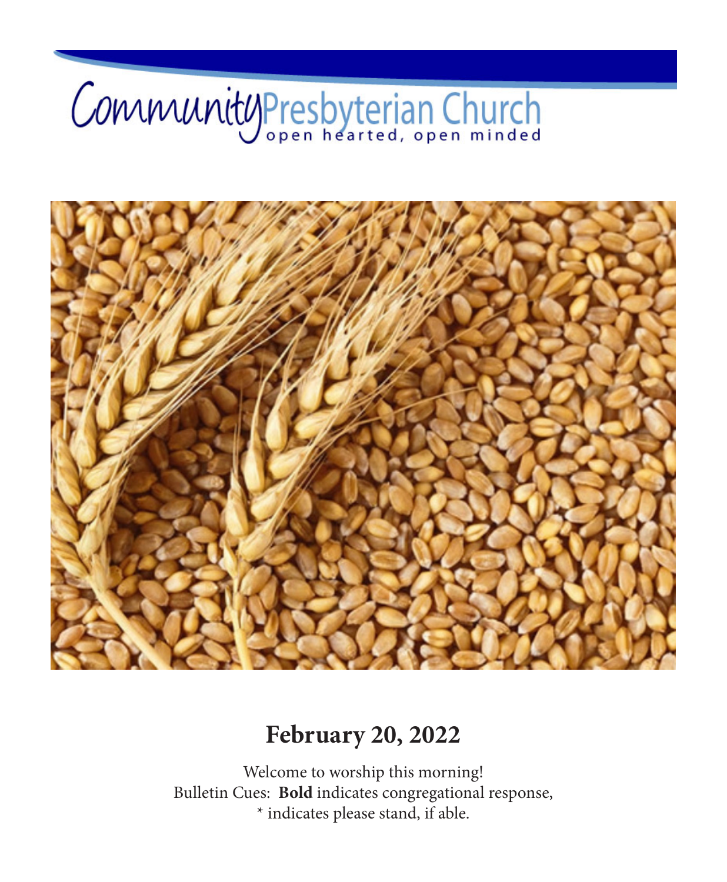Community Presbyterian Church
open hearted, open minded

# February 20, 2022

Welcome to worship this morning!
Bulletin Cues: **Bold** indicates congregational response,
* indicates please stand, if able.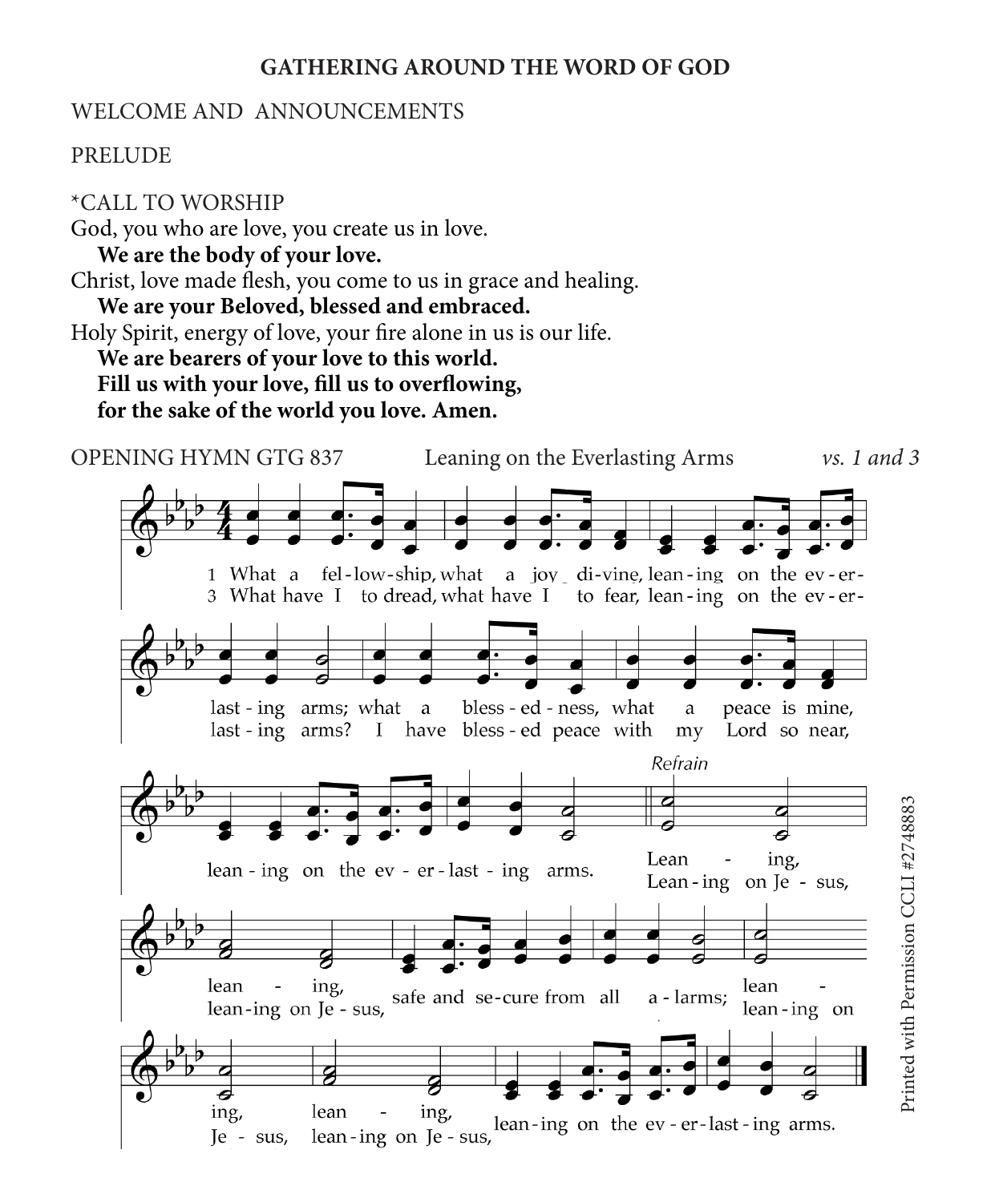**GATHERING AROUND THE WORD OF GOD**

WELCOME AND ANNOUNCEMENTS

PRELUDE

*CALL TO WORSHIP

God, you who are love, you create us in love.

**We are the body of your love.**

Christ, love made flesh, you come to us in grace and healing.

**We are your Beloved, blessed and embraced.**

Holy Spirit, energy of love, your fire alone in us is our life.

**We are bearers of your love to this world.**
**Fill us with your love, fill us to overflowing,**
**for the sake of the world you love. Amen.**

OPENING HYMN GTG 837 Leaning on the Everlasting Arms *vs. 1 and 3*

1 What a fel-low-ship, what a joy divine, lean-ing on the ev-er-last-ing arms; what a bless-ed-ness, what a peace is mine, lean-ing on the ev-er-last-ing arms.

3 What have I to dread, what have I to fear, lean-ing on the ev-er-last-ing arms? I have bless-ed peace with my Lord so near, lean-ing on the ev-er-last-ing arms.

*Refrain*

Lean-ing, lean-ing, safe and se-cure from all a-larms; lean-ing, lean-ing, lean-ing on the ev-er-last-ing arms.

Lean-ing on Je-sus, lean-ing on Je-sus, safe and se-cure from all a-larms; lean-ing on Je-sus, lean-ing on Je-sus, lean-ing on the ev-er-last-ing arms.

Printed with Permission CCLI #2748883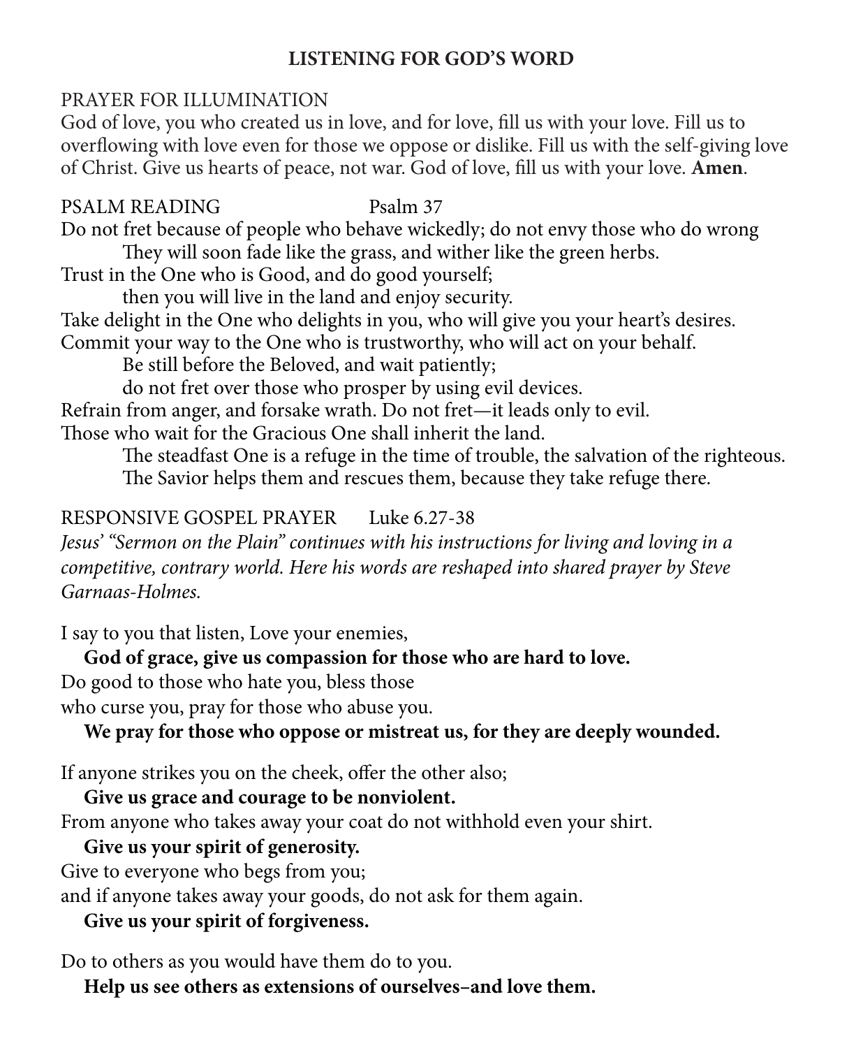## LISTENING FOR GOD'S WORD

PRAYER FOR ILLUMINATION

God of love, you who created us in love, and for love, fill us with your love. Fill us to overflowing with love even for those we oppose or dislike. Fill us with the self-giving love of Christ. Give us hearts of peace, not war. God of love, fill us with your love. **Amen**.

PSALM READING Psalm 37

Do not fret because of people who behave wickedly; do not envy those who do wrong
They will soon fade like the grass, and wither like the green herbs.
Trust in the One who is Good, and do good yourself;
then you will live in the land and enjoy security.
Take delight in the One who delights in you, who will give you your heart's desires.
Commit your way to the One who is trustworthy, who will act on your behalf.
Be still before the Beloved, and wait patiently;
do not fret over those who prosper by using evil devices.
Refrain from anger, and forsake wrath. Do not fret—it leads only to evil.
Those who wait for the Gracious One shall inherit the land.
The steadfast One is a refuge in the time of trouble, the salvation of the righteous.
The Savior helps them and rescues them, because they take refuge there.

RESPONSIVE GOSPEL PRAYER Luke 6.27-38

*Jesus' "Sermon on the Plain" continues with his instructions for living and loving in a competitive, contrary world. Here his words are reshaped into shared prayer by Steve Garnaas-Holmes.*

I say to you that listen, Love your enemies,
**God of grace, give us compassion for those who are hard to love.**
Do good to those who hate you, bless those
who curse you, pray for those who abuse you.
**We pray for those who oppose or mistreat us, for they are deeply wounded.**

If anyone strikes you on the cheek, offer the other also;
**Give us grace and courage to be nonviolent.**
From anyone who takes away your coat do not withhold even your shirt.
**Give us your spirit of generosity.**
Give to everyone who begs from you;
and if anyone takes away your goods, do not ask for them again.
**Give us your spirit of forgiveness.**

Do to others as you would have them do to you.
**Help us see others as extensions of ourselves–and love them.**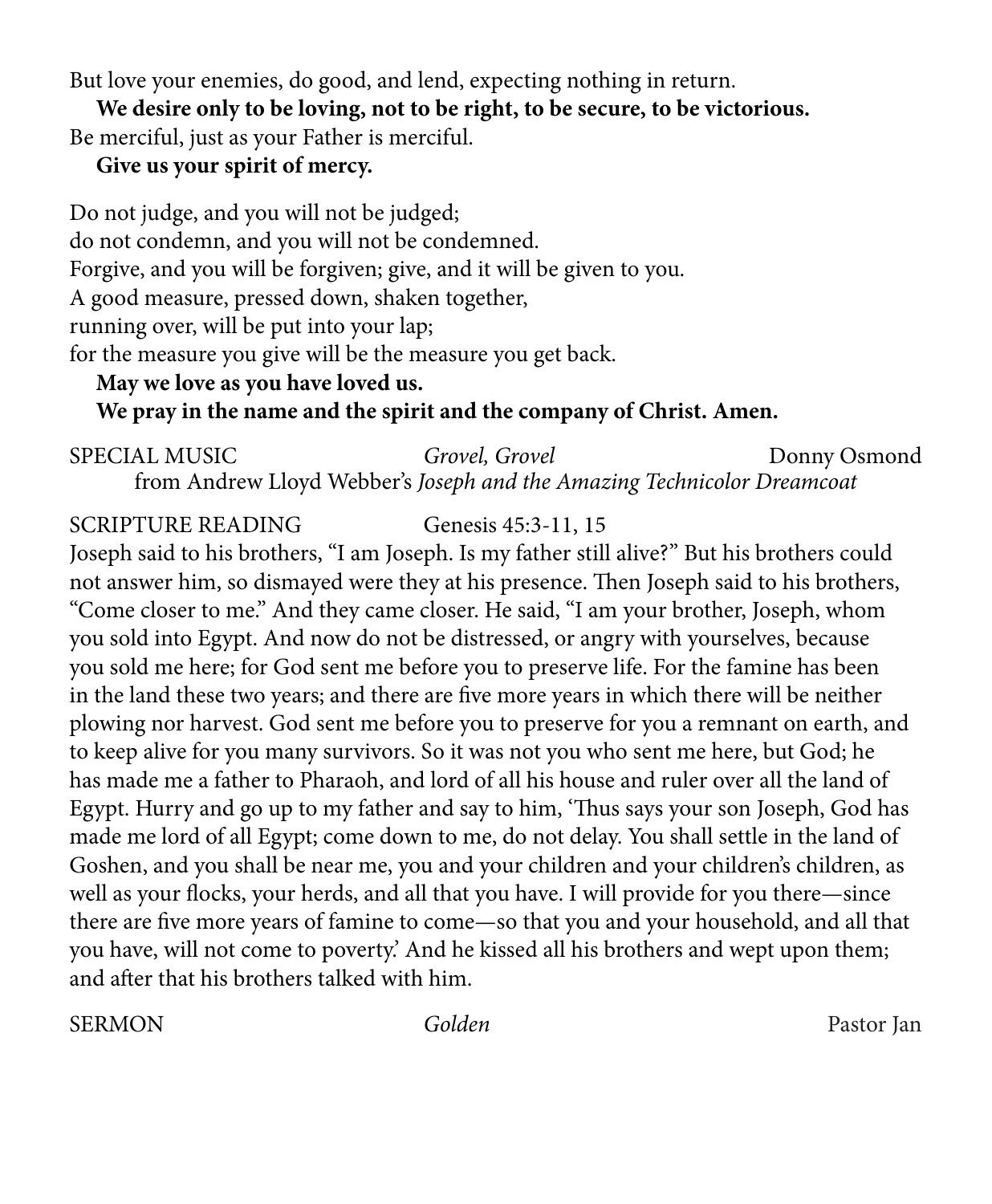But love your enemies, do good, and lend, expecting nothing in return.
**We desire only to be loving, not to be right, to be secure, to be victorious.**
Be merciful, just as your Father is merciful.
**Give us your spirit of mercy.**

Do not judge, and you will not be judged;
do not condemn, and you will not be condemned.
Forgive, and you will be forgiven; give, and it will be given to you.
A good measure, pressed down, shaken together,
running over, will be put into your lap;
for the measure you give will be the measure you get back.
**May we love as you have loved us.**
**We pray in the name and the spirit and the company of Christ. Amen.**

SPECIAL MUSIC *Grovel, Grovel* Donny Osmond
from Andrew Lloyd Webber's *Joseph and the Amazing Technicolor Dreamcoat*

SCRIPTURE READING Genesis 45:3-11, 15

Joseph said to his brothers, "I am Joseph. Is my father still alive?" But his brothers could not answer him, so dismayed were they at his presence. Then Joseph said to his brothers, "Come closer to me." And they came closer. He said, "I am your brother, Joseph, whom you sold into Egypt. And now do not be distressed, or angry with yourselves, because you sold me here; for God sent me before you to preserve life. For the famine has been in the land these two years; and there are five more years in which there will be neither plowing nor harvest. God sent me before you to preserve for you a remnant on earth, and to keep alive for you many survivors. So it was not you who sent me here, but God; he has made me a father to Pharaoh, and lord of all his house and ruler over all the land of Egypt. Hurry and go up to my father and say to him, 'Thus says your son Joseph, God has made me lord of all Egypt; come down to me, do not delay. You shall settle in the land of Goshen, and you shall be near me, you and your children and your children's children, as well as your flocks, your herds, and all that you have. I will provide for you there—since there are five more years of famine to come—so that you and your household, and all that you have, will not come to poverty.' And he kissed all his brothers and wept upon them; and after that his brothers talked with him.

SERMON *Golden* Pastor Jan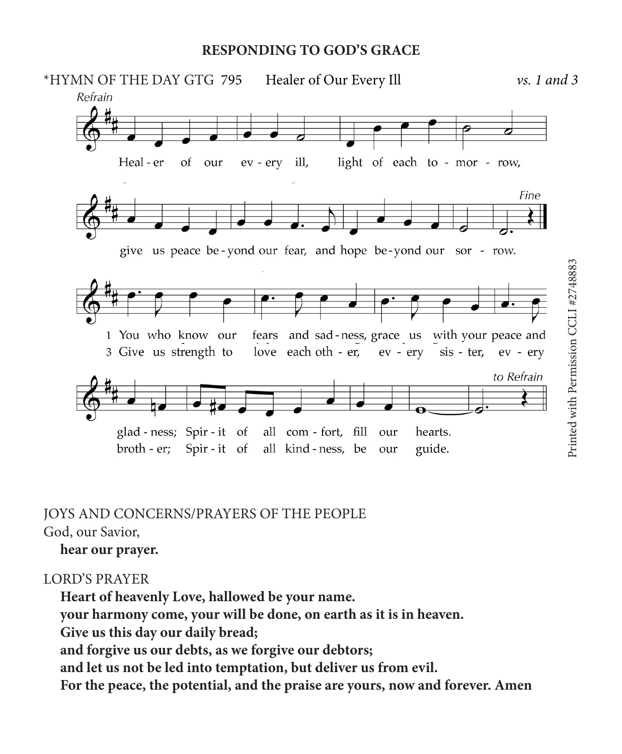## RESPONDING TO GOD'S GRACE

*HYMN OF THE DAY GTG 795 Healer of Our Every Ill *vs. 1 and 3*

*Refrain*

Heal - er of our ev - ery ill, light of each to - mor - row,

give us peace be - yond our fear, and hope be - yond our sor - row.

*Fine*

1 You who know our fears and sad - ness, grace us with your peace and glad - ness; Spir - it of all com - fort, fill our hearts.

3 Give us strength to love each oth - er, ev - ery sis - ter, ev - ery broth - er; Spir - it of all kind - ness, be our guide.

*to Refrain*

Printed with Permission CCLI #2748883

JOYS AND CONCERNS/PRAYERS OF THE PEOPLE

God, our Savior,

**hear our prayer.**

LORD'S PRAYER

**Heart of heavenly Love, hallowed be your name.**
**your harmony come, your will be done, on earth as it is in heaven.**
**Give us this day our daily bread;**
**and forgive us our debts, as we forgive our debtors;**
**and let us not be led into temptation, but deliver us from evil.**
**For the peace, the potential, and the praise are yours, now and forever. Amen**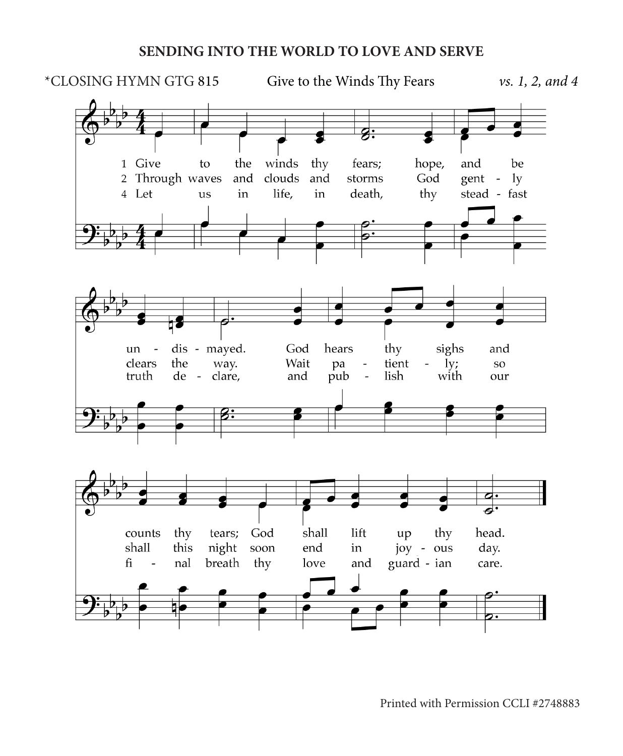## SENDING INTO THE WORLD TO LOVE AND SERVE

*CLOSING HYMN GTG 815 — Give to the Winds Thy Fears — *vs. 1, 2, and 4*

1 Give to the winds thy fears; hope, and be undismayed. God hears thy sighs and counts thy tears; God shall lift up thy head.

2 Through waves and clouds and storms God gently clears the way. Wait patiently; so shall this night soon end in joyous day.

4 Let us in life, in death, thy steadfast truth declare, and publish with our final breath thy love and guardian care.

Printed with Permission CCLI #2748883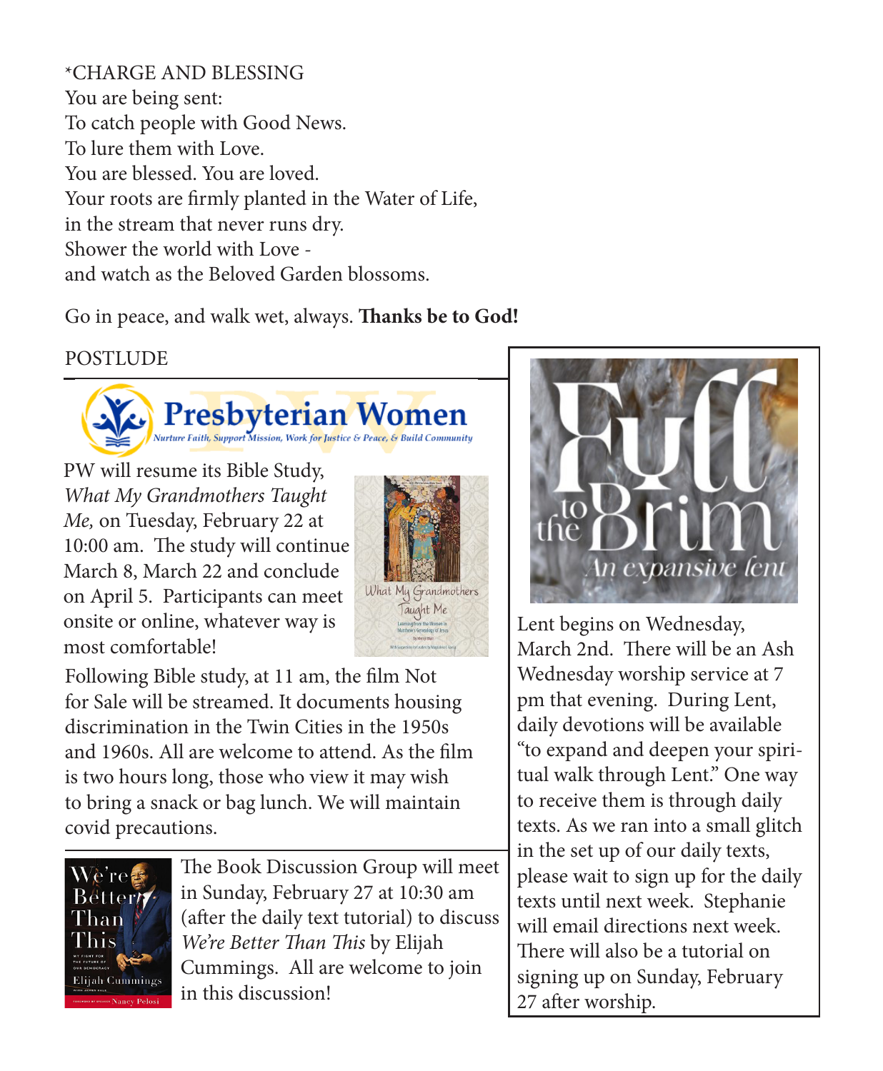*CHARGE AND BLESSING

You are being sent:
To catch people with Good News.
To lure them with Love.
You are blessed. You are loved.
Your roots are firmly planted in the Water of Life,
in the stream that never runs dry.
Shower the world with Love -
and watch as the Beloved Garden blossoms.

Go in peace, and walk wet, always. **Thanks be to God!**

POSTLUDE

---

**Presbyterian Women**
*Nurture Faith, Support Mission, Work for Justice & Peace, & Build Community*

PW will resume its Bible Study, *What My Grandmothers Taught Me,* on Tuesday, February 22 at 10:00 am. The study will continue March 8, March 22 and conclude on April 5. Participants can meet onsite or online, whatever way is most comfortable!

Following Bible study, at 11 am, the film Not for Sale will be streamed. It documents housing discrimination in the Twin Cities in the 1950s and 1960s. All are welcome to attend. As the film is two hours long, those who view it may wish to bring a snack or bag lunch. We will maintain covid precautions.

---

The Book Discussion Group will meet in Sunday, February 27 at 10:30 am (after the daily text tutorial) to discuss *We're Better Than This* by Elijah Cummings. All are welcome to join in this discussion!

---

**Full to the Brim**
*An expansive Lent*

Lent begins on Wednesday, March 2nd. There will be an Ash Wednesday worship service at 7 pm that evening. During Lent, daily devotions will be available "to expand and deepen your spiritual walk through Lent." One way to receive them is through daily texts. As we ran into a small glitch in the set up of our daily texts, please wait to sign up for the daily texts until next week. Stephanie will email directions next week. There will also be a tutorial on signing up on Sunday, February 27 after worship.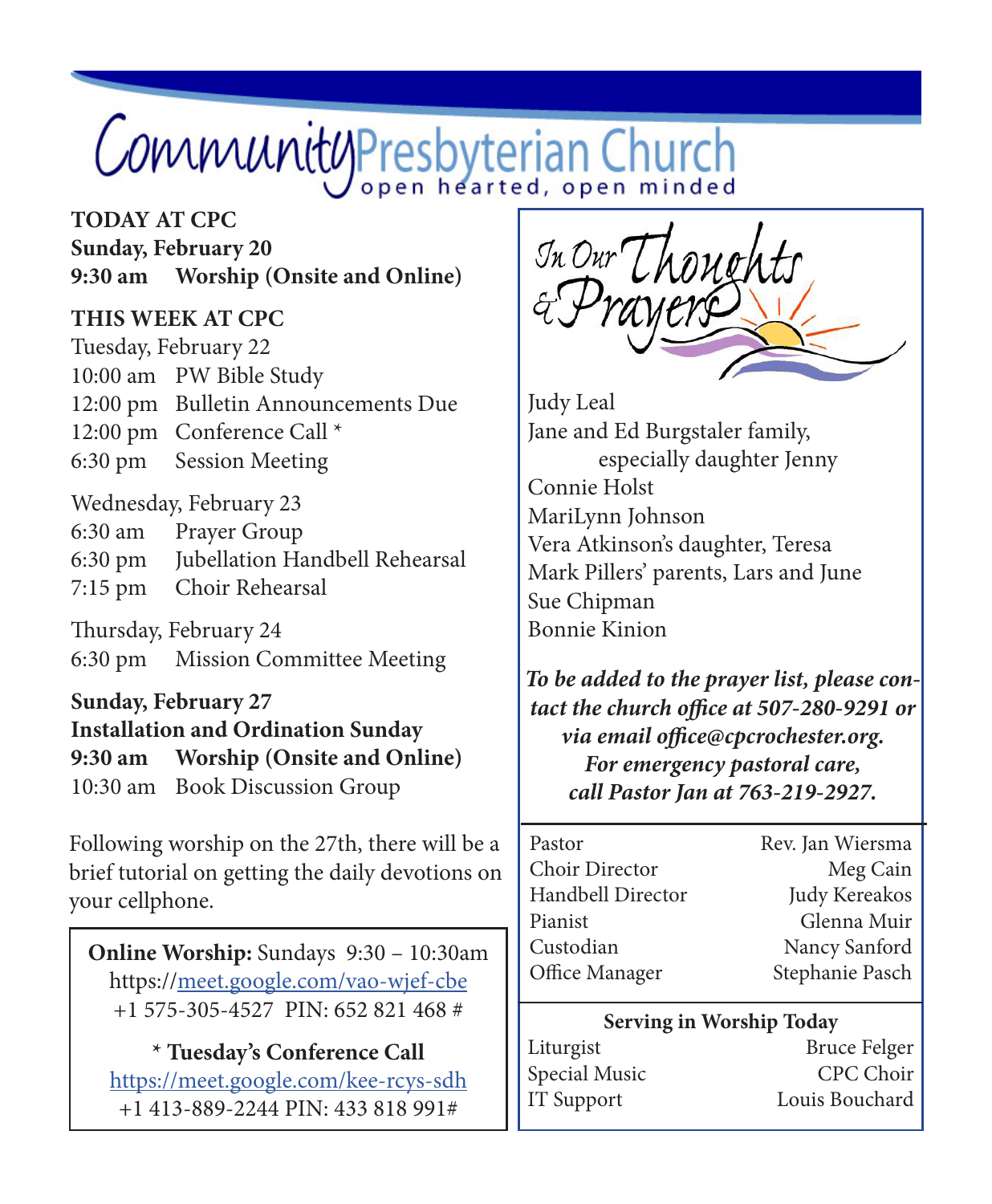# Community Presbyterian Church

open hearted, open minded

**TODAY AT CPC**
**Sunday, February 20**
**9:30 am Worship (Onsite and Online)**

**THIS WEEK AT CPC**

Tuesday, February 22
10:00 am PW Bible Study
12:00 pm Bulletin Announcements Due
12:00 pm Conference Call *
6:30 pm Session Meeting

Wednesday, February 23
6:30 am Prayer Group
6:30 pm Jubellation Handbell Rehearsal
7:15 pm Choir Rehearsal

Thursday, February 24
6:30 pm Mission Committee Meeting

**Sunday, February 27**
**Installation and Ordination Sunday**
**9:30 am Worship (Onsite and Online)**
10:30 am Book Discussion Group

Following worship on the 27th, there will be a brief tutorial on getting the daily devotions on your cellphone.

**Online Worship:** Sundays 9:30 – 10:30am
https://meet.google.com/vao-wjef-cbe
+1 575-305-4527 PIN: 652 821 468 #

**\* Tuesday's Conference Call**
https://meet.google.com/kee-rcys-sdh
+1 413-889-2244 PIN: 433 818 991#

## In Our Thoughts & Prayers

Judy Leal
Jane and Ed Burgstaler family, especially daughter Jenny
Connie Holst
MariLynn Johnson
Vera Atkinson's daughter, Teresa
Mark Pillers' parents, Lars and June
Sue Chipman
Bonnie Kinion

***To be added to the prayer list, please contact the church office at 507-280-9291 or via email office@cpcrochester.org. For emergency pastoral care, call Pastor Jan at 763-219-2927.***

| | |
|---|---|
| Pastor | Rev. Jan Wiersma |
| Choir Director | Meg Cain |
| Handbell Director | Judy Kereakos |
| Pianist | Glenna Muir |
| Custodian | Nancy Sanford |
| Office Manager | Stephanie Pasch |

**Serving in Worship Today**

| | |
|---|---|
| Liturgist | Bruce Felger |
| Special Music | CPC Choir |
| IT Support | Louis Bouchard |